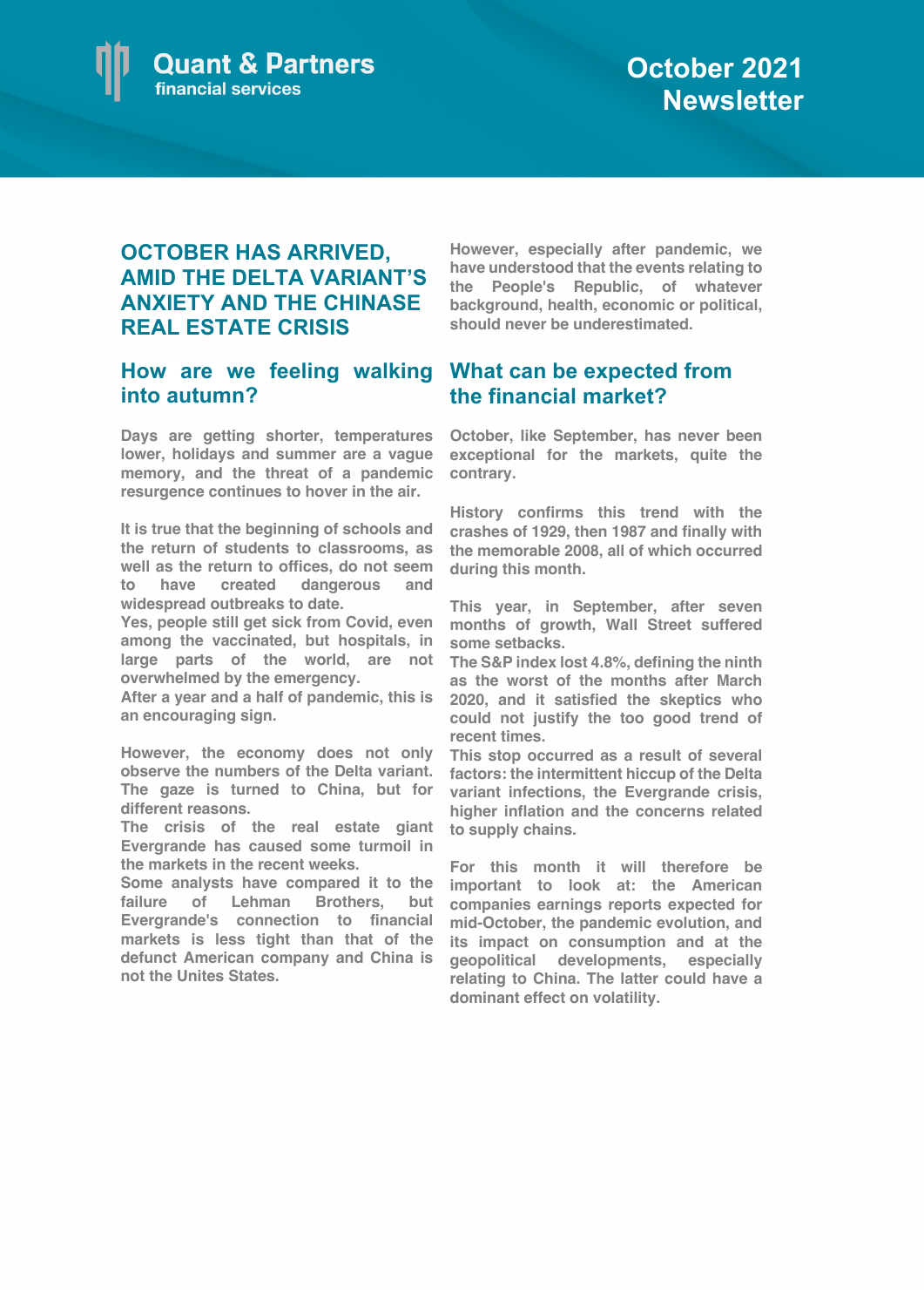Quant & Partners
financial services

# October 2021 Newsletter

## OCTOBER HAS ARRIVED, AMID THE DELTA VARIANT'S ANXIETY AND THE CHINASE REAL ESTATE CRISIS

### How are we feeling walking into autumn?

Days are getting shorter, temperatures lower, holidays and summer are a vague memory, and the threat of a pandemic resurgence continues to hover in the air.

It is true that the beginning of schools and the return of students to classrooms, as well as the return to offices, do not seem to have created dangerous and widespread outbreaks to date.
Yes, people still get sick from Covid, even among the vaccinated, but hospitals, in large parts of the world, are not overwhelmed by the emergency.
After a year and a half of pandemic, this is an encouraging sign.

However, the economy does not only observe the numbers of the Delta variant. The gaze is turned to China, but for different reasons.
The crisis of the real estate giant Evergrande has caused some turmoil in the markets in the recent weeks.
Some analysts have compared it to the failure of Lehman Brothers, but Evergrande's connection to financial markets is less tight than that of the defunct American company and China is not the Unites States.

However, especially after pandemic, we have understood that the events relating to the People's Republic, of whatever background, health, economic or political, should never be underestimated.

### What can be expected from the financial market?

October, like September, has never been exceptional for the markets, quite the contrary.

History confirms this trend with the crashes of 1929, then 1987 and finally with the memorable 2008, all of which occurred during this month.

This year, in September, after seven months of growth, Wall Street suffered some setbacks.
The S&P index lost 4.8%, defining the ninth as the worst of the months after March 2020, and it satisfied the skeptics who could not justify the too good trend of recent times.
This stop occurred as a result of several factors: the intermittent hiccup of the Delta variant infections, the Evergrande crisis, higher inflation and the concerns related to supply chains.

For this month it will therefore be important to look at: the American companies earnings reports expected for mid-October, the pandemic evolution, and its impact on consumption and at the geopolitical developments, especially relating to China. The latter could have a dominant effect on volatility.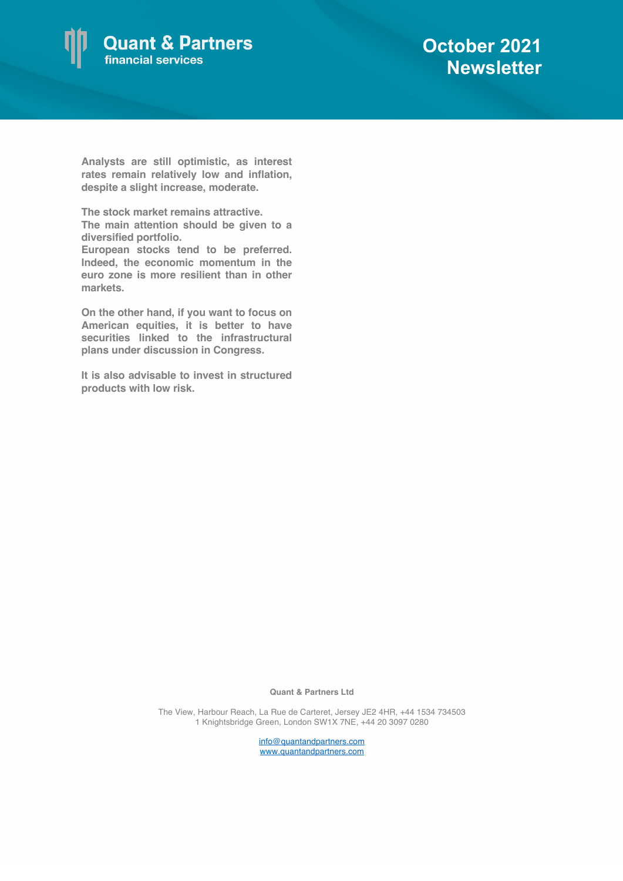# October 2021 Newsletter

**Analysts are still optimistic, as interest rates remain relatively low and inflation, despite a slight increase, moderate.**

**The stock market remains attractive.**
**The main attention should be given to a diversified portfolio.**
**European stocks tend to be preferred. Indeed, the economic momentum in the euro zone is more resilient than in other markets.**

**On the other hand, if you want to focus on American equities, it is better to have securities linked to the infrastructural plans under discussion in Congress.**

**It is also advisable to invest in structured products with low risk.**

**Quant & Partners Ltd**

The View, Harbour Reach, La Rue de Carteret, Jersey JE2 4HR, +44 1534 734503
1 Knightsbridge Green, London SW1X 7NE, +44 20 3097 0280

info@quantandpartners.com
www.quantandpartners.com